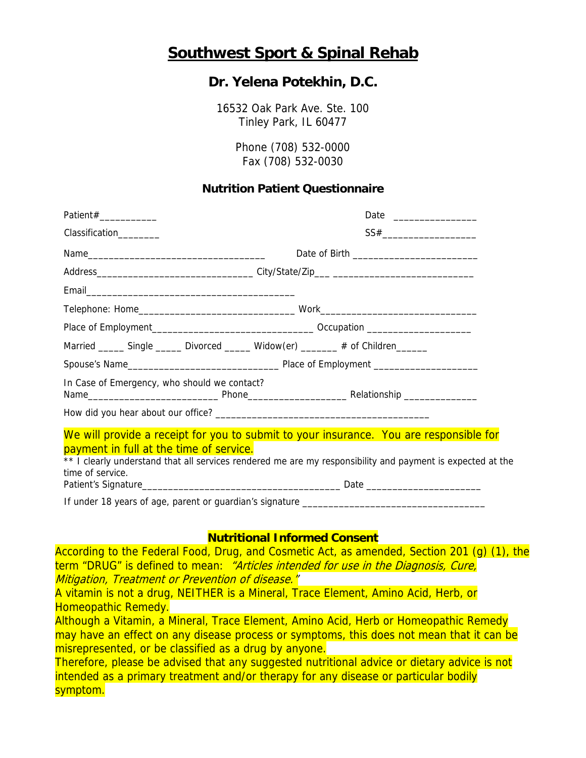# Southwest Sport & Spinal Rehab

## Dr. Yelena Potekhin, D.C.

16532 Oak Park Ave. Ste. 100
Tinley Park, IL 60477

Phone (708) 532-0000
Fax (708) 532-0030

### Nutrition Patient Questionnaire

Patient#___________ Date ________________

Classification________ SS#__________________

Name___________________________________ Date of Birth _________________________

Address_____________________________ City/State/Zip___ ___________________________

Email_________________________________________

Telephone: Home______________________________ Work______________________________

Place of Employment______________________________ Occupation ____________________

Married _____ Single _____ Divorced _____ Widow(er) _______ # of Children______

Spouse's Name____________________________ Place of Employment ____________________

In Case of Emergency, who should we contact?
Name_________________________ Phone___________________ Relationship ______________

How did you hear about our office? _________________________________________

We will provide a receipt for you to submit to your insurance. You are responsible for payment in full at the time of service.

** I clearly understand that all services rendered me are my responsibility and payment is expected at the time of service.

Patient's Signature_______________________________________ Date ______________________

If under 18 years of age, parent or guardian's signature ___________________________________

**Nutritional Informed Consent**

According to the Federal Food, Drug, and Cosmetic Act, as amended, Section 201 (g) (1), the term "DRUG" is defined to mean: *"Articles intended for use in the Diagnosis, Cure, Mitigation, Treatment or Prevention of disease."*

A vitamin is not a drug, NEITHER is a Mineral, Trace Element, Amino Acid, Herb, or Homeopathic Remedy.

Although a Vitamin, a Mineral, Trace Element, Amino Acid, Herb or Homeopathic Remedy may have an effect on any disease process or symptoms, this does not mean that it can be misrepresented, or be classified as a drug by anyone.

Therefore, please be advised that any suggested nutritional advice or dietary advice is not intended as a primary treatment and/or therapy for any disease or particular bodily symptom.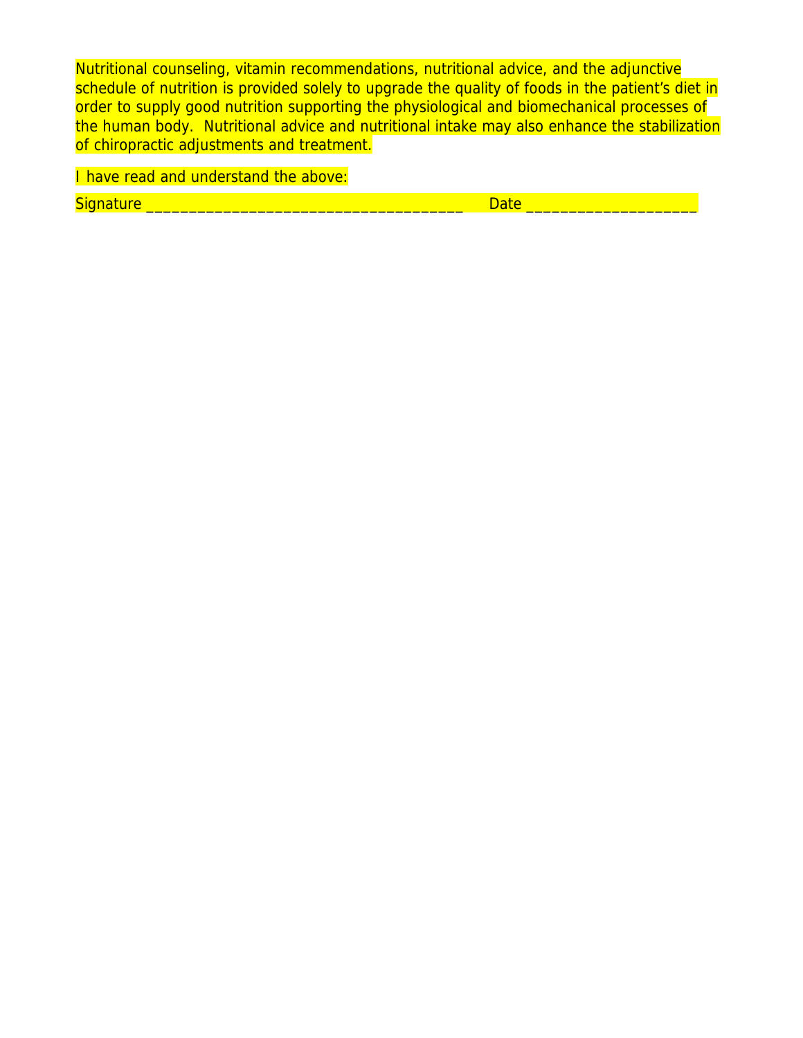Nutritional counseling, vitamin recommendations, nutritional advice, and the adjunctive schedule of nutrition is provided solely to upgrade the quality of foods in the patient's diet in order to supply good nutrition supporting the physiological and biomechanical processes of the human body. Nutritional advice and nutritional intake may also enhance the stabilization of chiropractic adjustments and treatment.

I have read and understand the above:

Signature ______________________________________ Date ____________________